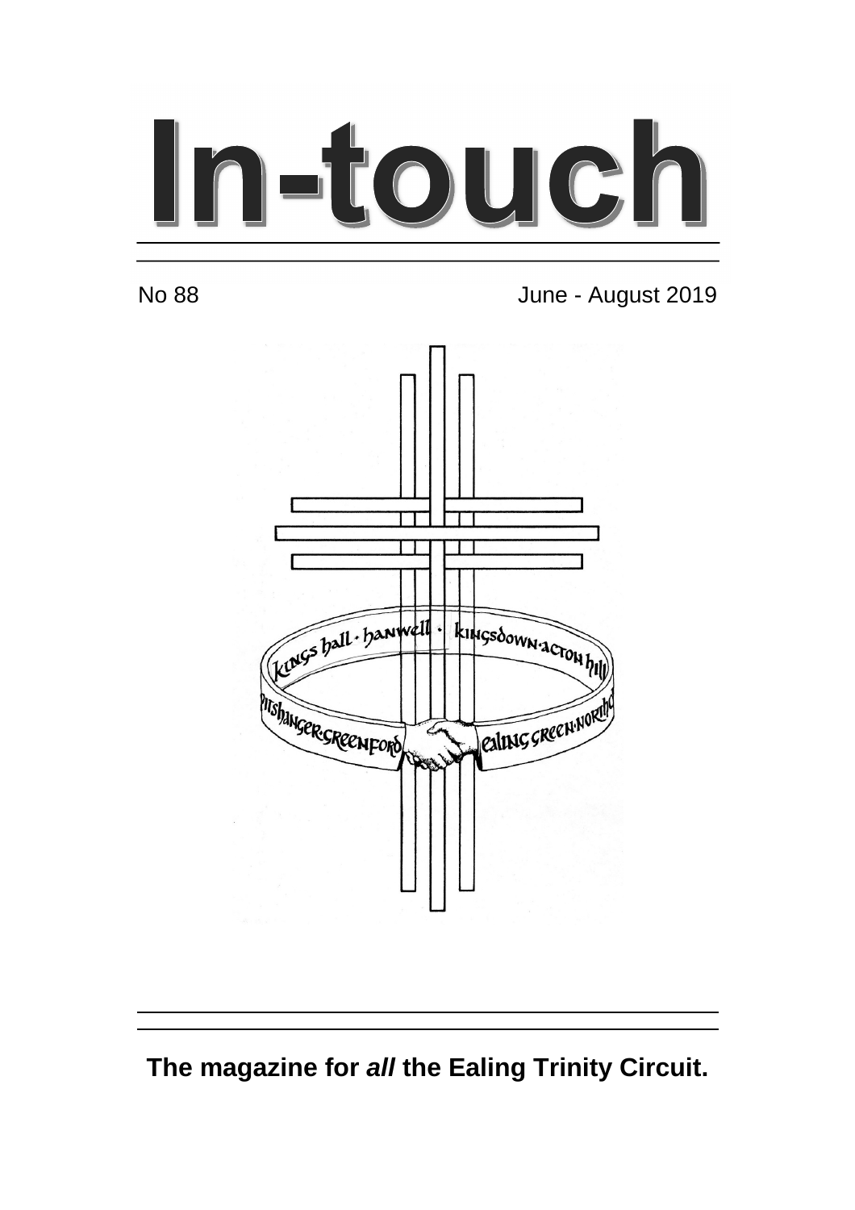# In-touch

No 88

June - August 2019

kings hall · hanwell · kingsdown·acton hill

pitshanger·greenford · ealing green·northolt

**The magazine for *all* the Ealing Trinity Circuit.**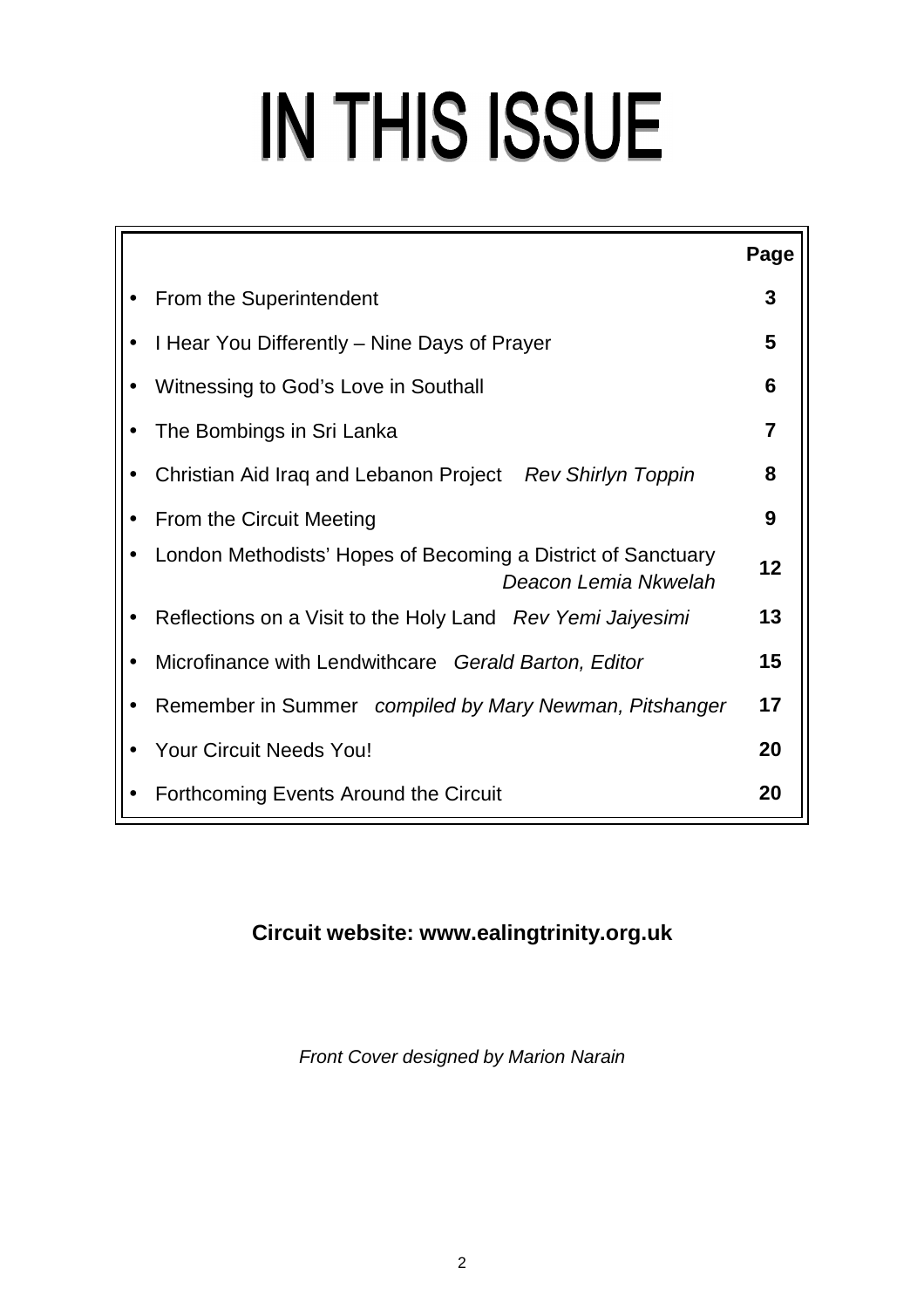# IN THIS ISSUE

| | Page |
|---|---|
| • From the Superintendent | 3 |
| • I Hear You Differently – Nine Days of Prayer | 5 |
| • Witnessing to God's Love in Southall | 6 |
| • The Bombings in Sri Lanka | 7 |
| • Christian Aid Iraq and Lebanon Project *Rev Shirlyn Toppin* | 8 |
| • From the Circuit Meeting | 9 |
| • London Methodists' Hopes of Becoming a District of Sanctuary *Deacon Lemia Nkwelah* | 12 |
| • Reflections on a Visit to the Holy Land *Rev Yemi Jaiyesimi* | 13 |
| • Microfinance with Lendwithcare *Gerald Barton, Editor* | 15 |
| • Remember in Summer *compiled by Mary Newman, Pitshanger* | 17 |
| • Your Circuit Needs You! | 20 |
| • Forthcoming Events Around the Circuit | 20 |

**Circuit website: www.ealingtrinity.org.uk**

*Front Cover designed by Marion Narain*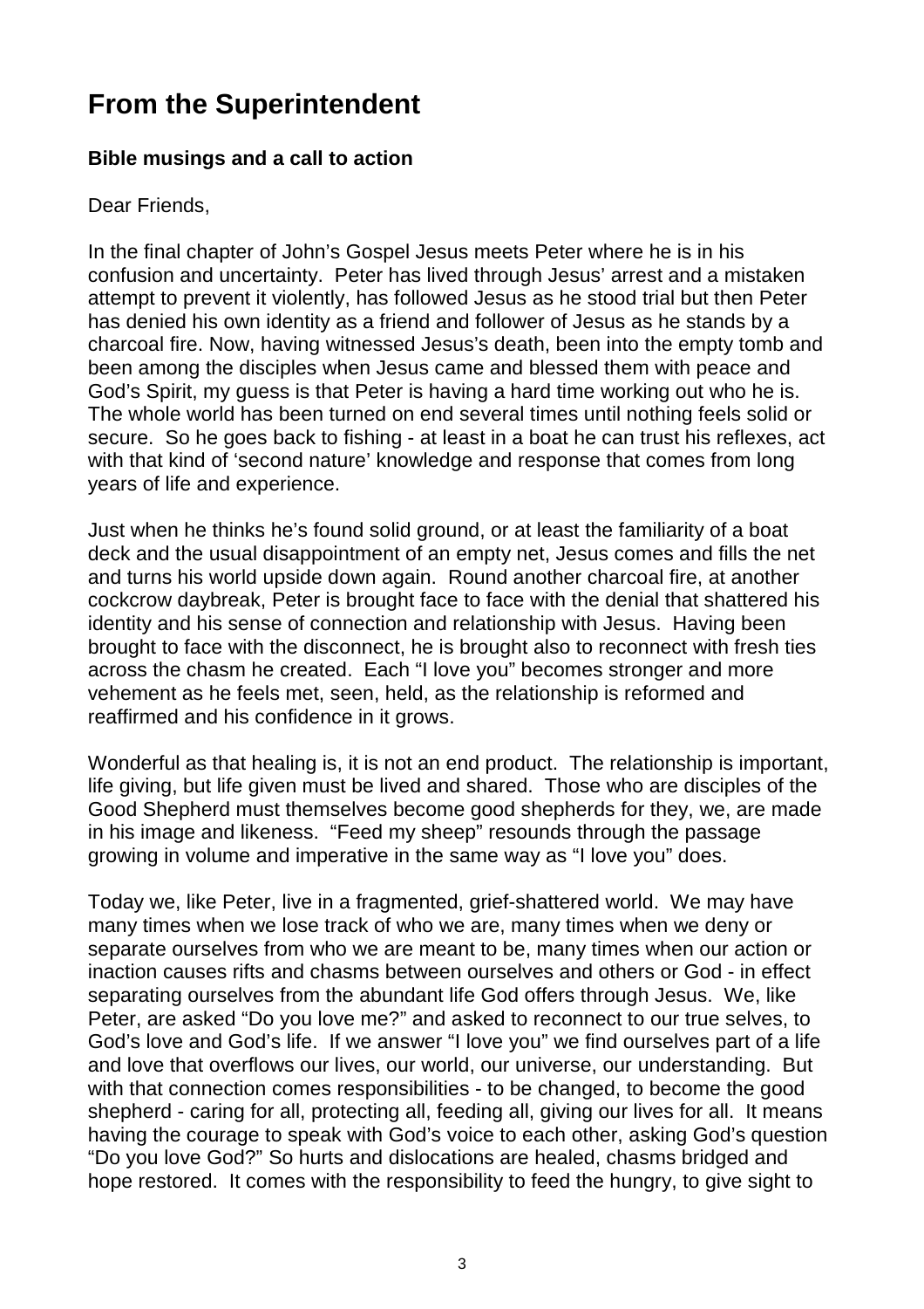# From the Superintendent

**Bible musings and a call to action**

Dear Friends,

In the final chapter of John's Gospel Jesus meets Peter where he is in his confusion and uncertainty. Peter has lived through Jesus' arrest and a mistaken attempt to prevent it violently, has followed Jesus as he stood trial but then Peter has denied his own identity as a friend and follower of Jesus as he stands by a charcoal fire. Now, having witnessed Jesus's death, been into the empty tomb and been among the disciples when Jesus came and blessed them with peace and God's Spirit, my guess is that Peter is having a hard time working out who he is. The whole world has been turned on end several times until nothing feels solid or secure. So he goes back to fishing - at least in a boat he can trust his reflexes, act with that kind of 'second nature' knowledge and response that comes from long years of life and experience.

Just when he thinks he's found solid ground, or at least the familiarity of a boat deck and the usual disappointment of an empty net, Jesus comes and fills the net and turns his world upside down again. Round another charcoal fire, at another cockcrow daybreak, Peter is brought face to face with the denial that shattered his identity and his sense of connection and relationship with Jesus. Having been brought to face with the disconnect, he is brought also to reconnect with fresh ties across the chasm he created. Each "I love you" becomes stronger and more vehement as he feels met, seen, held, as the relationship is reformed and reaffirmed and his confidence in it grows.

Wonderful as that healing is, it is not an end product. The relationship is important, life giving, but life given must be lived and shared. Those who are disciples of the Good Shepherd must themselves become good shepherds for they, we, are made in his image and likeness. "Feed my sheep" resounds through the passage growing in volume and imperative in the same way as "I love you" does.

Today we, like Peter, live in a fragmented, grief-shattered world. We may have many times when we lose track of who we are, many times when we deny or separate ourselves from who we are meant to be, many times when our action or inaction causes rifts and chasms between ourselves and others or God - in effect separating ourselves from the abundant life God offers through Jesus. We, like Peter, are asked "Do you love me?" and asked to reconnect to our true selves, to God's love and God's life. If we answer "I love you" we find ourselves part of a life and love that overflows our lives, our world, our universe, our understanding. But with that connection comes responsibilities - to be changed, to become the good shepherd - caring for all, protecting all, feeding all, giving our lives for all. It means having the courage to speak with God's voice to each other, asking God's question "Do you love God?" So hurts and dislocations are healed, chasms bridged and hope restored. It comes with the responsibility to feed the hungry, to give sight to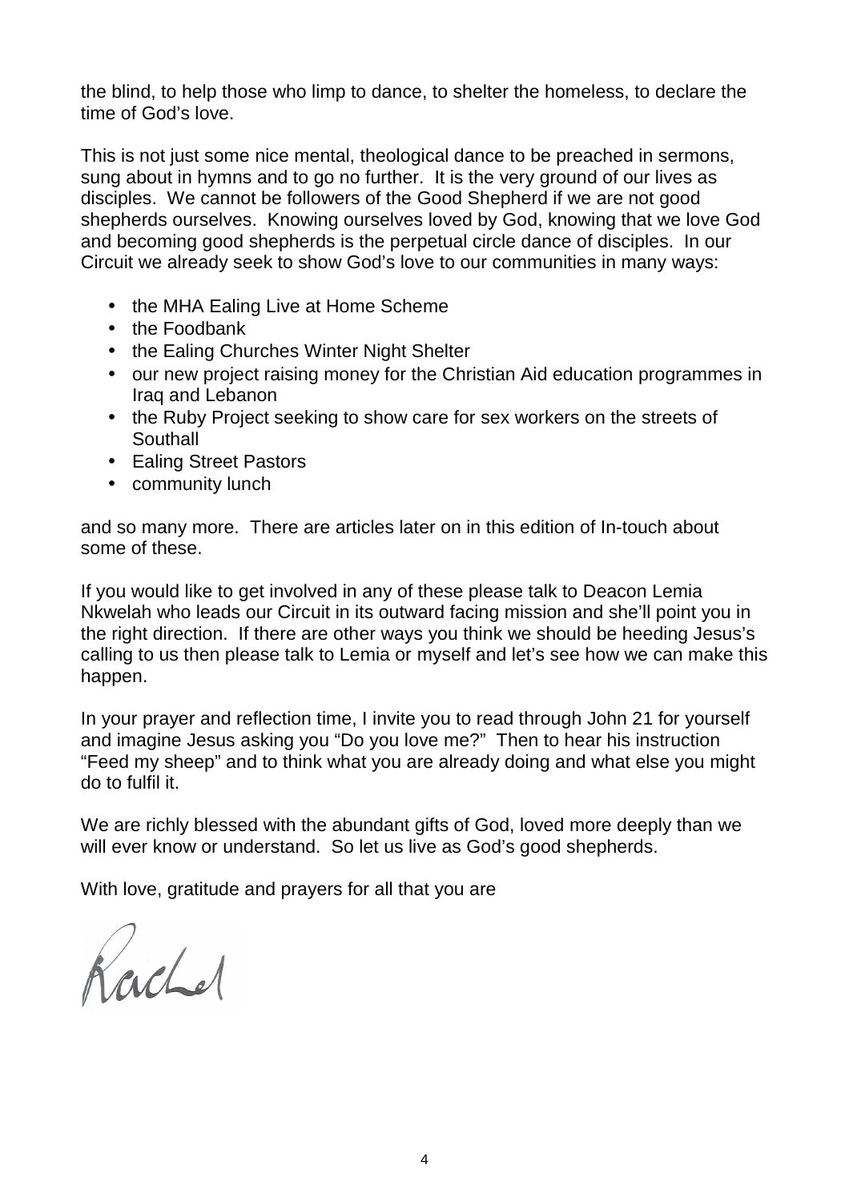the blind, to help those who limp to dance, to shelter the homeless, to declare the time of God's love.

This is not just some nice mental, theological dance to be preached in sermons, sung about in hymns and to go no further. It is the very ground of our lives as disciples. We cannot be followers of the Good Shepherd if we are not good shepherds ourselves. Knowing ourselves loved by God, knowing that we love God and becoming good shepherds is the perpetual circle dance of disciples. In our Circuit we already seek to show God's love to our communities in many ways:

- the MHA Ealing Live at Home Scheme
- the Foodbank
- the Ealing Churches Winter Night Shelter
- our new project raising money for the Christian Aid education programmes in Iraq and Lebanon
- the Ruby Project seeking to show care for sex workers on the streets of Southall
- Ealing Street Pastors
- community lunch

and so many more. There are articles later on in this edition of In-touch about some of these.

If you would like to get involved in any of these please talk to Deacon Lemia Nkwelah who leads our Circuit in its outward facing mission and she'll point you in the right direction. If there are other ways you think we should be heeding Jesus's calling to us then please talk to Lemia or myself and let's see how we can make this happen.

In your prayer and reflection time, I invite you to read through John 21 for yourself and imagine Jesus asking you "Do you love me?" Then to hear his instruction "Feed my sheep" and to think what you are already doing and what else you might do to fulfil it.

We are richly blessed with the abundant gifts of God, loved more deeply than we will ever know or understand. So let us live as God's good shepherds.

With love, gratitude and prayers for all that you are

Rachel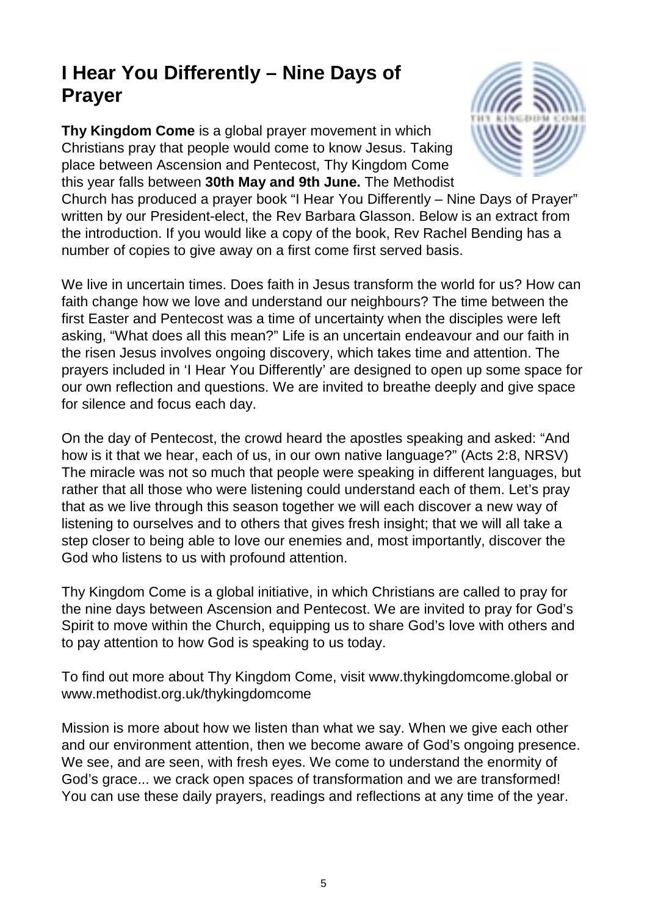# I Hear You Differently – Nine Days of Prayer

**Thy Kingdom Come** is a global prayer movement in which Christians pray that people would come to know Jesus. Taking place between Ascension and Pentecost, Thy Kingdom Come this year falls between **30th May and 9th June.** The Methodist Church has produced a prayer book "I Hear You Differently – Nine Days of Prayer" written by our President-elect, the Rev Barbara Glasson. Below is an extract from the introduction. If you would like a copy of the book, Rev Rachel Bending has a number of copies to give away on a first come first served basis.

We live in uncertain times. Does faith in Jesus transform the world for us? How can faith change how we love and understand our neighbours? The time between the first Easter and Pentecost was a time of uncertainty when the disciples were left asking, "What does all this mean?" Life is an uncertain endeavour and our faith in the risen Jesus involves ongoing discovery, which takes time and attention. The prayers included in 'I Hear You Differently' are designed to open up some space for our own reflection and questions. We are invited to breathe deeply and give space for silence and focus each day.

On the day of Pentecost, the crowd heard the apostles speaking and asked: "And how is it that we hear, each of us, in our own native language?" (Acts 2:8, NRSV) The miracle was not so much that people were speaking in different languages, but rather that all those who were listening could understand each of them. Let's pray that as we live through this season together we will each discover a new way of listening to ourselves and to others that gives fresh insight; that we will all take a step closer to being able to love our enemies and, most importantly, discover the God who listens to us with profound attention.

Thy Kingdom Come is a global initiative, in which Christians are called to pray for the nine days between Ascension and Pentecost. We are invited to pray for God's Spirit to move within the Church, equipping us to share God's love with others and to pay attention to how God is speaking to us today.

To find out more about Thy Kingdom Come, visit www.thykingdomcome.global or www.methodist.org.uk/thykingdomcome

Mission is more about how we listen than what we say. When we give each other and our environment attention, then we become aware of God's ongoing presence. We see, and are seen, with fresh eyes. We come to understand the enormity of God's grace... we crack open spaces of transformation and we are transformed! You can use these daily prayers, readings and reflections at any time of the year.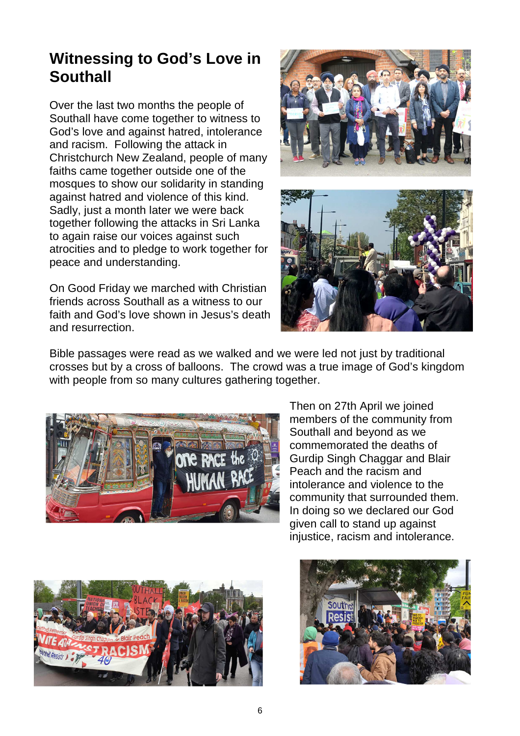# Witnessing to God's Love in Southall

Over the last two months the people of Southall have come together to witness to God's love and against hatred, intolerance and racism. Following the attack in Christchurch New Zealand, people of many faiths came together outside one of the mosques to show our solidarity in standing against hatred and violence of this kind. Sadly, just a month later we were back together following the attacks in Sri Lanka to again raise our voices against such atrocities and to pledge to work together for peace and understanding.

On Good Friday we marched with Christian friends across Southall as a witness to our faith and God's love shown in Jesus's death and resurrection.

Bible passages were read as we walked and we were led not just by traditional crosses but by a cross of balloons. The crowd was a true image of God's kingdom with people from so many cultures gathering together.

Then on 27th April we joined members of the community from Southall and beyond as we commemorated the deaths of Gurdip Singh Chaggar and Blair Peach and the racism and intolerance and violence to the community that surrounded them. In doing so we declared our God given call to stand up against injustice, racism and intolerance.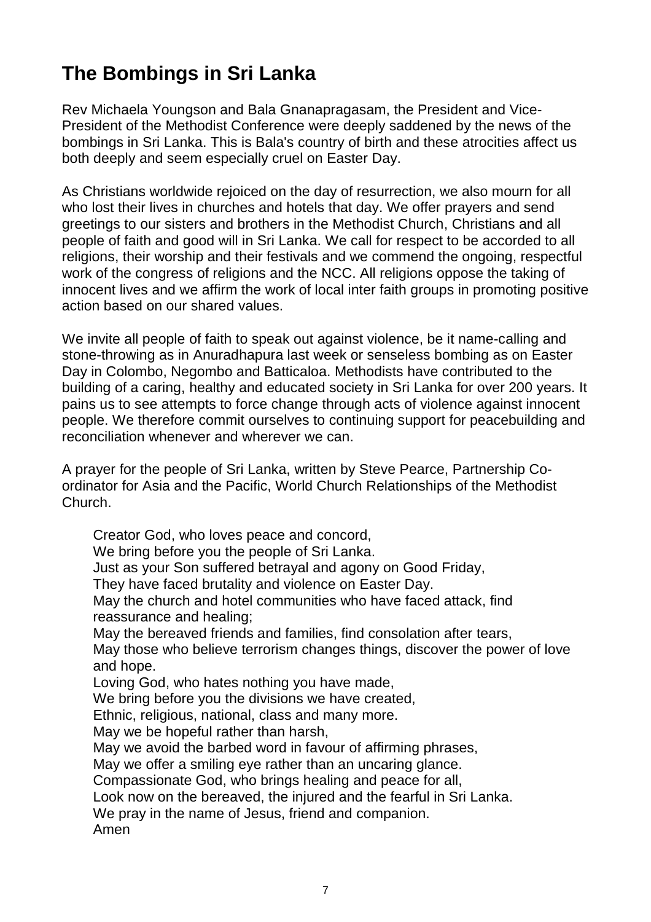# The Bombings in Sri Lanka

Rev Michaela Youngson and Bala Gnanapragasam, the President and Vice-President of the Methodist Conference were deeply saddened by the news of the bombings in Sri Lanka. This is Bala's country of birth and these atrocities affect us both deeply and seem especially cruel on Easter Day.

As Christians worldwide rejoiced on the day of resurrection, we also mourn for all who lost their lives in churches and hotels that day. We offer prayers and send greetings to our sisters and brothers in the Methodist Church, Christians and all people of faith and good will in Sri Lanka. We call for respect to be accorded to all religions, their worship and their festivals and we commend the ongoing, respectful work of the congress of religions and the NCC. All religions oppose the taking of innocent lives and we affirm the work of local inter faith groups in promoting positive action based on our shared values.

We invite all people of faith to speak out against violence, be it name-calling and stone-throwing as in Anuradhapura last week or senseless bombing as on Easter Day in Colombo, Negombo and Batticaloa. Methodists have contributed to the building of a caring, healthy and educated society in Sri Lanka for over 200 years. It pains us to see attempts to force change through acts of violence against innocent people. We therefore commit ourselves to continuing support for peacebuilding and reconciliation whenever and wherever we can.

A prayer for the people of Sri Lanka, written by Steve Pearce, Partnership Co-ordinator for Asia and the Pacific, World Church Relationships of the Methodist Church.

> Creator God, who loves peace and concord,
> We bring before you the people of Sri Lanka.
> Just as your Son suffered betrayal and agony on Good Friday,
> They have faced brutality and violence on Easter Day.
> May the church and hotel communities who have faced attack, find reassurance and healing;
> May the bereaved friends and families, find consolation after tears,
> May those who believe terrorism changes things, discover the power of love and hope.
> Loving God, who hates nothing you have made,
> We bring before you the divisions we have created,
> Ethnic, religious, national, class and many more.
> May we be hopeful rather than harsh,
> May we avoid the barbed word in favour of affirming phrases,
> May we offer a smiling eye rather than an uncaring glance.
> Compassionate God, who brings healing and peace for all,
> Look now on the bereaved, the injured and the fearful in Sri Lanka.
> We pray in the name of Jesus, friend and companion.
> Amen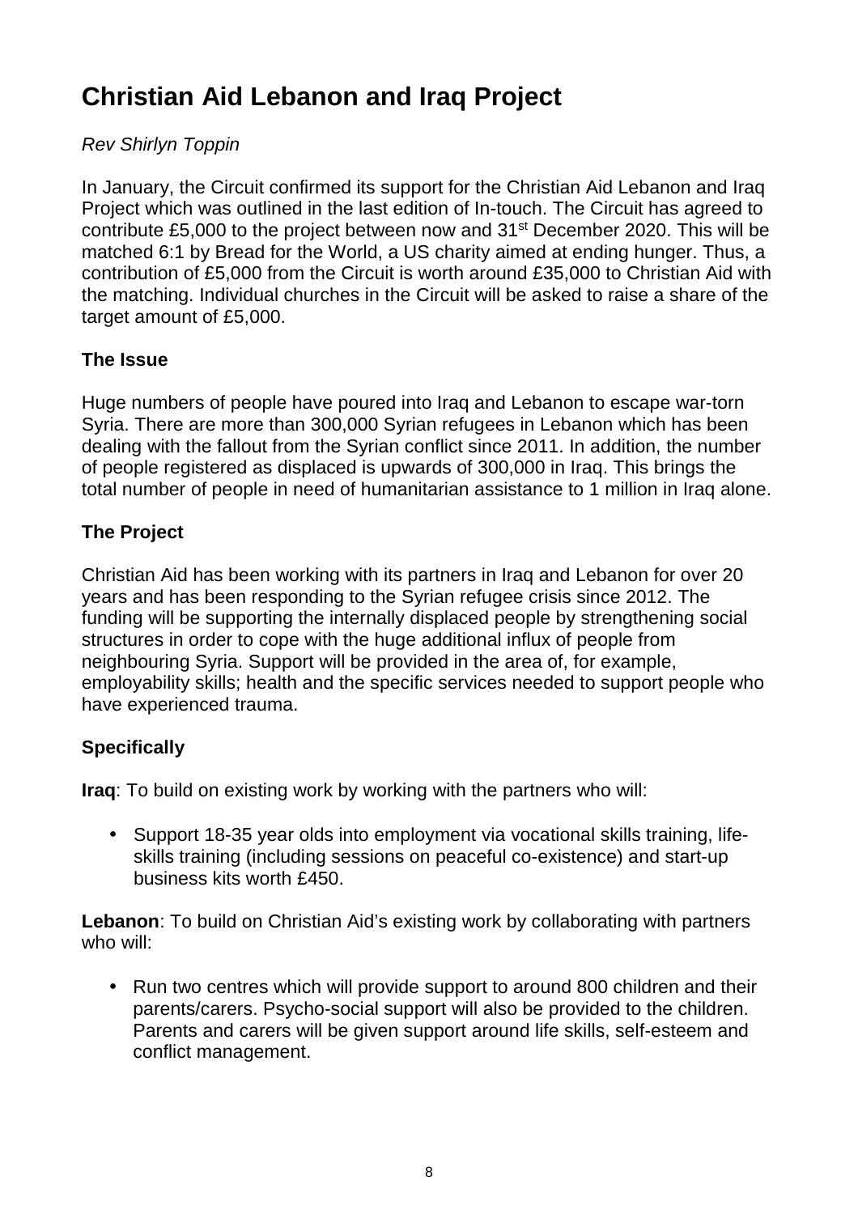# Christian Aid Lebanon and Iraq Project

*Rev Shirlyn Toppin*

In January, the Circuit confirmed its support for the Christian Aid Lebanon and Iraq Project which was outlined in the last edition of In-touch. The Circuit has agreed to contribute £5,000 to the project between now and 31st December 2020. This will be matched 6:1 by Bread for the World, a US charity aimed at ending hunger. Thus, a contribution of £5,000 from the Circuit is worth around £35,000 to Christian Aid with the matching. Individual churches in the Circuit will be asked to raise a share of the target amount of £5,000.

**The Issue**

Huge numbers of people have poured into Iraq and Lebanon to escape war-torn Syria. There are more than 300,000 Syrian refugees in Lebanon which has been dealing with the fallout from the Syrian conflict since 2011. In addition, the number of people registered as displaced is upwards of 300,000 in Iraq. This brings the total number of people in need of humanitarian assistance to 1 million in Iraq alone.

**The Project**

Christian Aid has been working with its partners in Iraq and Lebanon for over 20 years and has been responding to the Syrian refugee crisis since 2012. The funding will be supporting the internally displaced people by strengthening social structures in order to cope with the huge additional influx of people from neighbouring Syria. Support will be provided in the area of, for example, employability skills; health and the specific services needed to support people who have experienced trauma.

**Specifically**

**Iraq**: To build on existing work by working with the partners who will:

- Support 18-35 year olds into employment via vocational skills training, life-skills training (including sessions on peaceful co-existence) and start-up business kits worth £450.

**Lebanon**: To build on Christian Aid's existing work by collaborating with partners who will:

- Run two centres which will provide support to around 800 children and their parents/carers. Psycho-social support will also be provided to the children. Parents and carers will be given support around life skills, self-esteem and conflict management.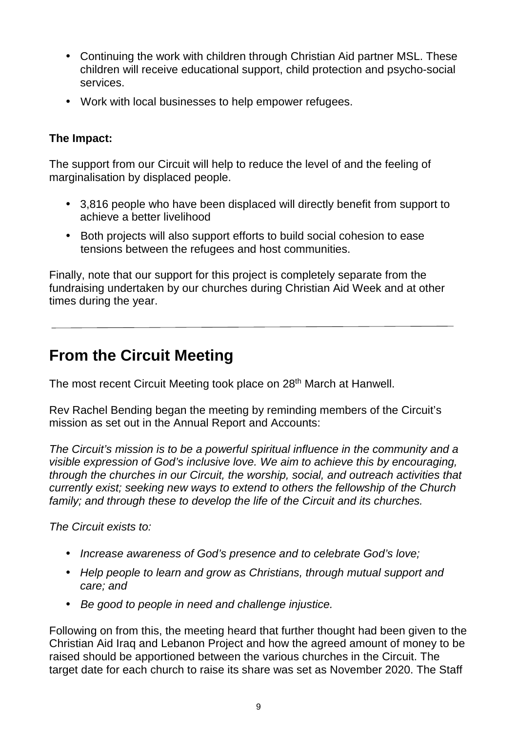- Continuing the work with children through Christian Aid partner MSL. These children will receive educational support, child protection and psycho-social services.
- Work with local businesses to help empower refugees.

**The Impact:**

The support from our Circuit will help to reduce the level of and the feeling of marginalisation by displaced people.

- 3,816 people who have been displaced will directly benefit from support to achieve a better livelihood
- Both projects will also support efforts to build social cohesion to ease tensions between the refugees and host communities.

Finally, note that our support for this project is completely separate from the fundraising undertaken by our churches during Christian Aid Week and at other times during the year.

---

## From the Circuit Meeting

The most recent Circuit Meeting took place on 28th March at Hanwell.

Rev Rachel Bending began the meeting by reminding members of the Circuit's mission as set out in the Annual Report and Accounts:

*The Circuit's mission is to be a powerful spiritual influence in the community and a visible expression of God's inclusive love. We aim to achieve this by encouraging, through the churches in our Circuit, the worship, social, and outreach activities that currently exist; seeking new ways to extend to others the fellowship of the Church family; and through these to develop the life of the Circuit and its churches.*

*The Circuit exists to:*

- *Increase awareness of God's presence and to celebrate God's love;*
- *Help people to learn and grow as Christians, through mutual support and care; and*
- *Be good to people in need and challenge injustice.*

Following on from this, the meeting heard that further thought had been given to the Christian Aid Iraq and Lebanon Project and how the agreed amount of money to be raised should be apportioned between the various churches in the Circuit. The target date for each church to raise its share was set as November 2020. The Staff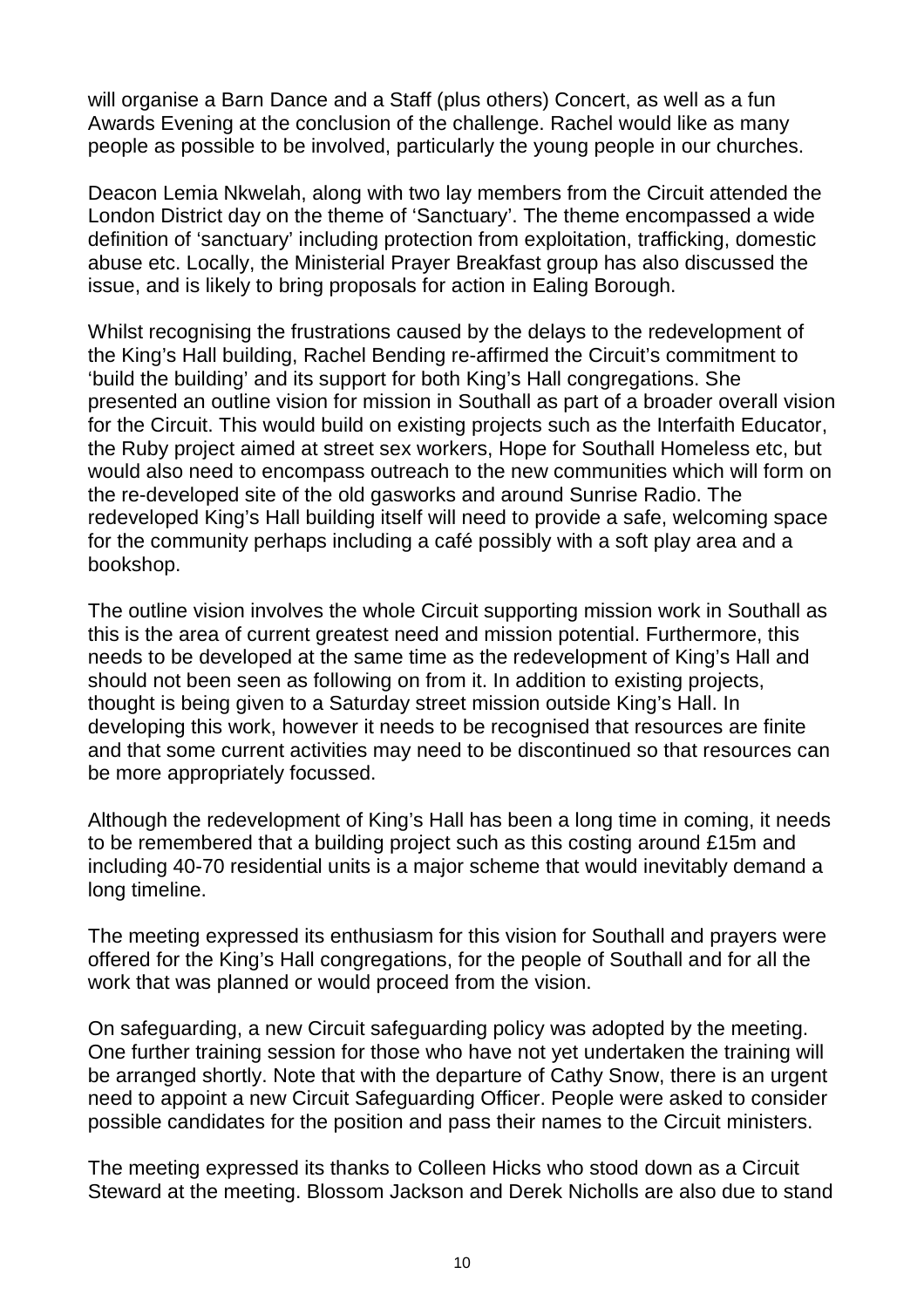will organise a Barn Dance and a Staff (plus others) Concert, as well as a fun Awards Evening at the conclusion of the challenge. Rachel would like as many people as possible to be involved, particularly the young people in our churches.

Deacon Lemia Nkwelah, along with two lay members from the Circuit attended the London District day on the theme of 'Sanctuary'. The theme encompassed a wide definition of 'sanctuary' including protection from exploitation, trafficking, domestic abuse etc. Locally, the Ministerial Prayer Breakfast group has also discussed the issue, and is likely to bring proposals for action in Ealing Borough.

Whilst recognising the frustrations caused by the delays to the redevelopment of the King's Hall building, Rachel Bending re-affirmed the Circuit's commitment to 'build the building' and its support for both King's Hall congregations. She presented an outline vision for mission in Southall as part of a broader overall vision for the Circuit. This would build on existing projects such as the Interfaith Educator, the Ruby project aimed at street sex workers, Hope for Southall Homeless etc, but would also need to encompass outreach to the new communities which will form on the re-developed site of the old gasworks and around Sunrise Radio. The redeveloped King's Hall building itself will need to provide a safe, welcoming space for the community perhaps including a café possibly with a soft play area and a bookshop.

The outline vision involves the whole Circuit supporting mission work in Southall as this is the area of current greatest need and mission potential. Furthermore, this needs to be developed at the same time as the redevelopment of King's Hall and should not been seen as following on from it. In addition to existing projects, thought is being given to a Saturday street mission outside King's Hall. In developing this work, however it needs to be recognised that resources are finite and that some current activities may need to be discontinued so that resources can be more appropriately focussed.

Although the redevelopment of King's Hall has been a long time in coming, it needs to be remembered that a building project such as this costing around £15m and including 40-70 residential units is a major scheme that would inevitably demand a long timeline.

The meeting expressed its enthusiasm for this vision for Southall and prayers were offered for the King's Hall congregations, for the people of Southall and for all the work that was planned or would proceed from the vision.

On safeguarding, a new Circuit safeguarding policy was adopted by the meeting. One further training session for those who have not yet undertaken the training will be arranged shortly. Note that with the departure of Cathy Snow, there is an urgent need to appoint a new Circuit Safeguarding Officer. People were asked to consider possible candidates for the position and pass their names to the Circuit ministers.

The meeting expressed its thanks to Colleen Hicks who stood down as a Circuit Steward at the meeting. Blossom Jackson and Derek Nicholls are also due to stand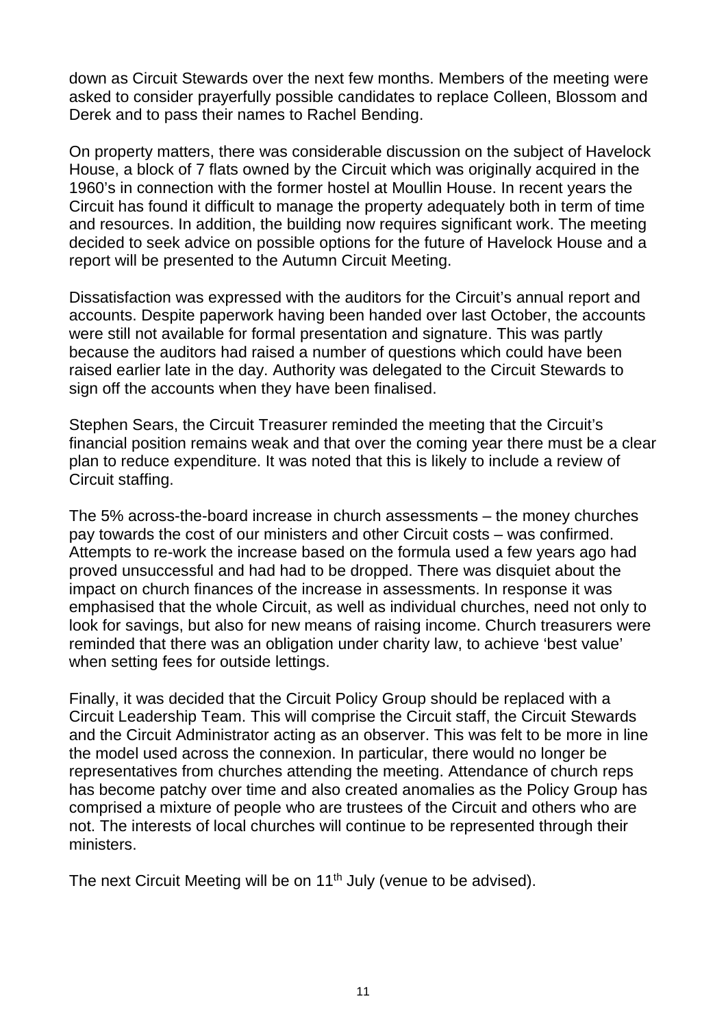down as Circuit Stewards over the next few months. Members of the meeting were asked to consider prayerfully possible candidates to replace Colleen, Blossom and Derek and to pass their names to Rachel Bending.

On property matters, there was considerable discussion on the subject of Havelock House, a block of 7 flats owned by the Circuit which was originally acquired in the 1960's in connection with the former hostel at Moullin House. In recent years the Circuit has found it difficult to manage the property adequately both in term of time and resources. In addition, the building now requires significant work. The meeting decided to seek advice on possible options for the future of Havelock House and a report will be presented to the Autumn Circuit Meeting.

Dissatisfaction was expressed with the auditors for the Circuit's annual report and accounts. Despite paperwork having been handed over last October, the accounts were still not available for formal presentation and signature. This was partly because the auditors had raised a number of questions which could have been raised earlier late in the day. Authority was delegated to the Circuit Stewards to sign off the accounts when they have been finalised.

Stephen Sears, the Circuit Treasurer reminded the meeting that the Circuit's financial position remains weak and that over the coming year there must be a clear plan to reduce expenditure. It was noted that this is likely to include a review of Circuit staffing.

The 5% across-the-board increase in church assessments – the money churches pay towards the cost of our ministers and other Circuit costs – was confirmed. Attempts to re-work the increase based on the formula used a few years ago had proved unsuccessful and had had to be dropped. There was disquiet about the impact on church finances of the increase in assessments. In response it was emphasised that the whole Circuit, as well as individual churches, need not only to look for savings, but also for new means of raising income. Church treasurers were reminded that there was an obligation under charity law, to achieve 'best value' when setting fees for outside lettings.

Finally, it was decided that the Circuit Policy Group should be replaced with a Circuit Leadership Team. This will comprise the Circuit staff, the Circuit Stewards and the Circuit Administrator acting as an observer. This was felt to be more in line the model used across the connexion. In particular, there would no longer be representatives from churches attending the meeting. Attendance of church reps has become patchy over time and also created anomalies as the Policy Group has comprised a mixture of people who are trustees of the Circuit and others who are not. The interests of local churches will continue to be represented through their ministers.

The next Circuit Meeting will be on 11th July (venue to be advised).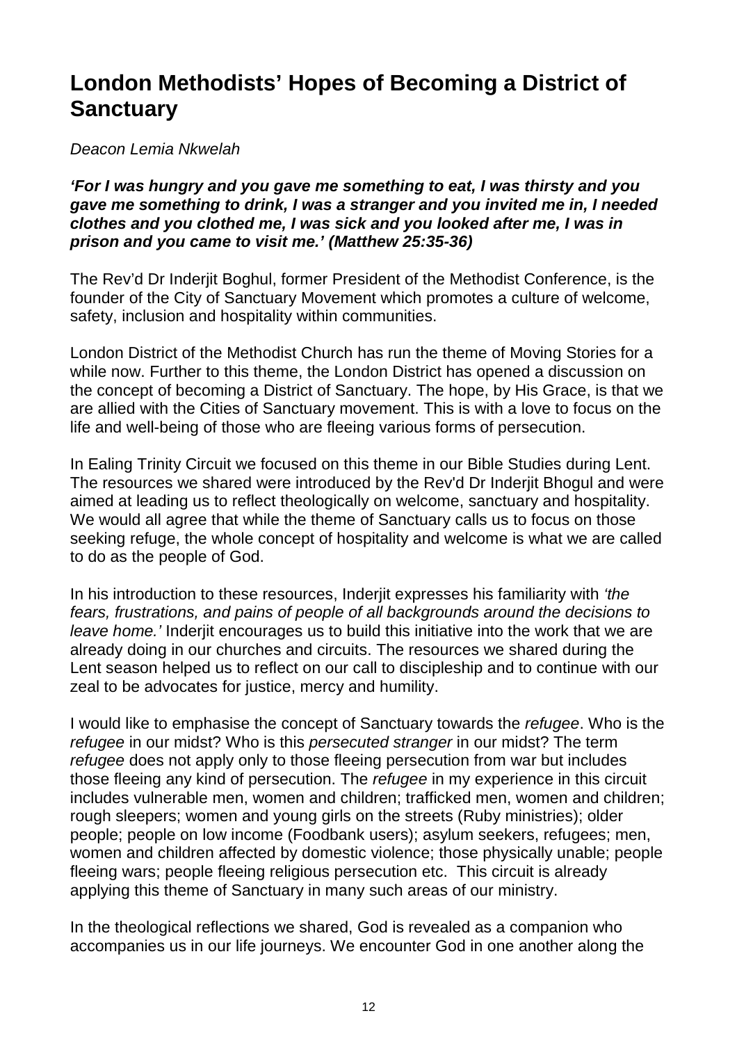# London Methodists' Hopes of Becoming a District of Sanctuary

*Deacon Lemia Nkwelah*

***'For I was hungry and you gave me something to eat, I was thirsty and you gave me something to drink, I was a stranger and you invited me in, I needed clothes and you clothed me, I was sick and you looked after me, I was in prison and you came to visit me.' (Matthew 25:35-36)***

The Rev'd Dr Inderjit Boghul, former President of the Methodist Conference, is the founder of the City of Sanctuary Movement which promotes a culture of welcome, safety, inclusion and hospitality within communities.

London District of the Methodist Church has run the theme of Moving Stories for a while now. Further to this theme, the London District has opened a discussion on the concept of becoming a District of Sanctuary. The hope, by His Grace, is that we are allied with the Cities of Sanctuary movement. This is with a love to focus on the life and well-being of those who are fleeing various forms of persecution.

In Ealing Trinity Circuit we focused on this theme in our Bible Studies during Lent. The resources we shared were introduced by the Rev'd Dr Inderjit Bhogul and were aimed at leading us to reflect theologically on welcome, sanctuary and hospitality. We would all agree that while the theme of Sanctuary calls us to focus on those seeking refuge, the whole concept of hospitality and welcome is what we are called to do as the people of God.

In his introduction to these resources, Inderjit expresses his familiarity with *'the fears, frustrations, and pains of people of all backgrounds around the decisions to leave home.'* Inderjit encourages us to build this initiative into the work that we are already doing in our churches and circuits. The resources we shared during the Lent season helped us to reflect on our call to discipleship and to continue with our zeal to be advocates for justice, mercy and humility.

I would like to emphasise the concept of Sanctuary towards the *refugee*. Who is the *refugee* in our midst? Who is this *persecuted stranger* in our midst? The term *refugee* does not apply only to those fleeing persecution from war but includes those fleeing any kind of persecution. The *refugee* in my experience in this circuit includes vulnerable men, women and children; trafficked men, women and children; rough sleepers; women and young girls on the streets (Ruby ministries); older people; people on low income (Foodbank users); asylum seekers, refugees; men, women and children affected by domestic violence; those physically unable; people fleeing wars; people fleeing religious persecution etc. This circuit is already applying this theme of Sanctuary in many such areas of our ministry.

In the theological reflections we shared, God is revealed as a companion who accompanies us in our life journeys. We encounter God in one another along the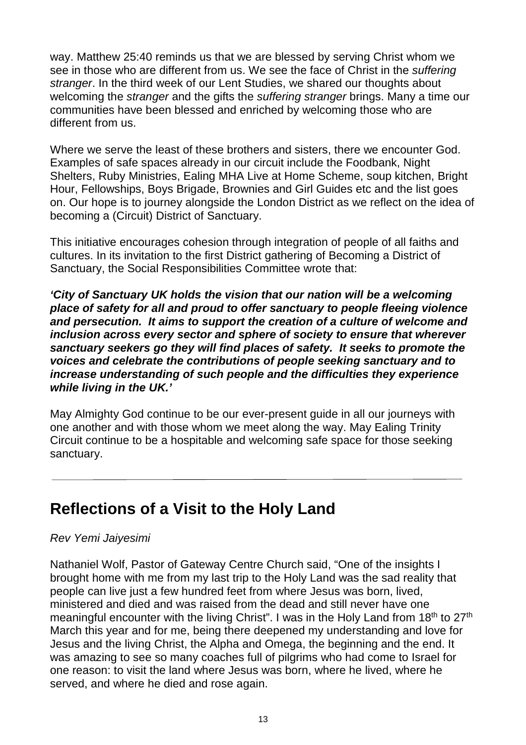way. Matthew 25:40 reminds us that we are blessed by serving Christ whom we see in those who are different from us. We see the face of Christ in the *suffering stranger*. In the third week of our Lent Studies, we shared our thoughts about welcoming the *stranger* and the gifts the *suffering stranger* brings. Many a time our communities have been blessed and enriched by welcoming those who are different from us.

Where we serve the least of these brothers and sisters, there we encounter God. Examples of safe spaces already in our circuit include the Foodbank, Night Shelters, Ruby Ministries, Ealing MHA Live at Home Scheme, soup kitchen, Bright Hour, Fellowships, Boys Brigade, Brownies and Girl Guides etc and the list goes on. Our hope is to journey alongside the London District as we reflect on the idea of becoming a (Circuit) District of Sanctuary.

This initiative encourages cohesion through integration of people of all faiths and cultures. In its invitation to the first District gathering of Becoming a District of Sanctuary, the Social Responsibilities Committee wrote that:

***'City of Sanctuary UK holds the vision that our nation will be a welcoming place of safety for all and proud to offer sanctuary to people fleeing violence and persecution. It aims to support the creation of a culture of welcome and inclusion across every sector and sphere of society to ensure that wherever sanctuary seekers go they will find places of safety. It seeks to promote the voices and celebrate the contributions of people seeking sanctuary and to increase understanding of such people and the difficulties they experience while living in the UK.'***

May Almighty God continue to be our ever-present guide in all our journeys with one another and with those whom we meet along the way. May Ealing Trinity Circuit continue to be a hospitable and welcoming safe space for those seeking sanctuary.

---

## Reflections of a Visit to the Holy Land

*Rev Yemi Jaiyesimi*

Nathaniel Wolf, Pastor of Gateway Centre Church said, "One of the insights I brought home with me from my last trip to the Holy Land was the sad reality that people can live just a few hundred feet from where Jesus was born, lived, ministered and died and was raised from the dead and still never have one meaningful encounter with the living Christ". I was in the Holy Land from 18th to 27th March this year and for me, being there deepened my understanding and love for Jesus and the living Christ, the Alpha and Omega, the beginning and the end. It was amazing to see so many coaches full of pilgrims who had come to Israel for one reason: to visit the land where Jesus was born, where he lived, where he served, and where he died and rose again.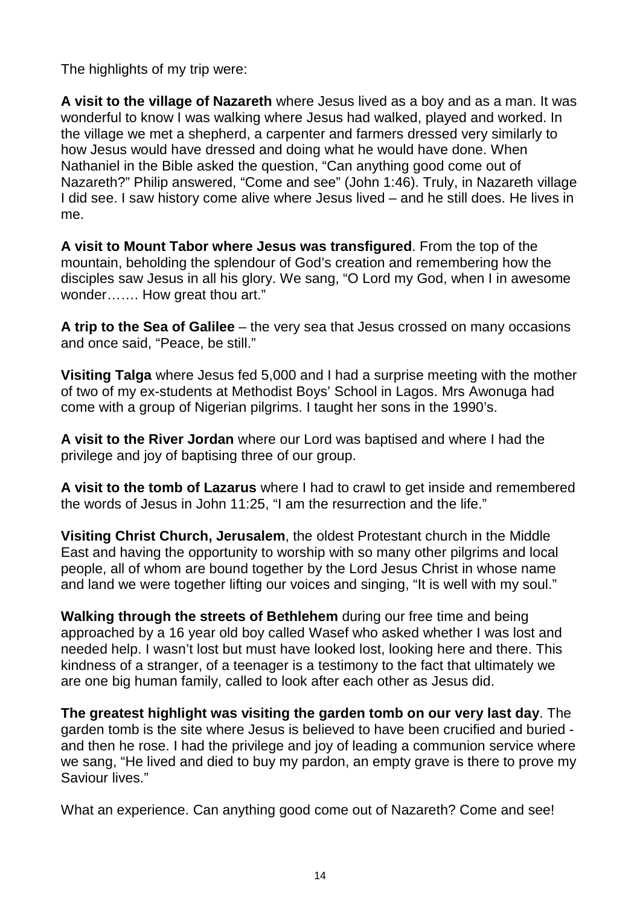The highlights of my trip were:

**A visit to the village of Nazareth** where Jesus lived as a boy and as a man. It was wonderful to know I was walking where Jesus had walked, played and worked. In the village we met a shepherd, a carpenter and farmers dressed very similarly to how Jesus would have dressed and doing what he would have done. When Nathaniel in the Bible asked the question, "Can anything good come out of Nazareth?" Philip answered, "Come and see" (John 1:46). Truly, in Nazareth village I did see. I saw history come alive where Jesus lived – and he still does. He lives in me.

**A visit to Mount Tabor where Jesus was transfigured**. From the top of the mountain, beholding the splendour of God's creation and remembering how the disciples saw Jesus in all his glory. We sang, "O Lord my God, when I in awesome wonder……. How great thou art."

**A trip to the Sea of Galilee** – the very sea that Jesus crossed on many occasions and once said, "Peace, be still."

**Visiting Talga** where Jesus fed 5,000 and I had a surprise meeting with the mother of two of my ex-students at Methodist Boys' School in Lagos. Mrs Awonuga had come with a group of Nigerian pilgrims. I taught her sons in the 1990's.

**A visit to the River Jordan** where our Lord was baptised and where I had the privilege and joy of baptising three of our group.

**A visit to the tomb of Lazarus** where I had to crawl to get inside and remembered the words of Jesus in John 11:25, "I am the resurrection and the life."

**Visiting Christ Church, Jerusalem**, the oldest Protestant church in the Middle East and having the opportunity to worship with so many other pilgrims and local people, all of whom are bound together by the Lord Jesus Christ in whose name and land we were together lifting our voices and singing, "It is well with my soul."

**Walking through the streets of Bethlehem** during our free time and being approached by a 16 year old boy called Wasef who asked whether I was lost and needed help. I wasn't lost but must have looked lost, looking here and there. This kindness of a stranger, of a teenager is a testimony to the fact that ultimately we are one big human family, called to look after each other as Jesus did.

**The greatest highlight was visiting the garden tomb on our very last day**. The garden tomb is the site where Jesus is believed to have been crucified and buried - and then he rose. I had the privilege and joy of leading a communion service where we sang, "He lived and died to buy my pardon, an empty grave is there to prove my Saviour lives."

What an experience. Can anything good come out of Nazareth? Come and see!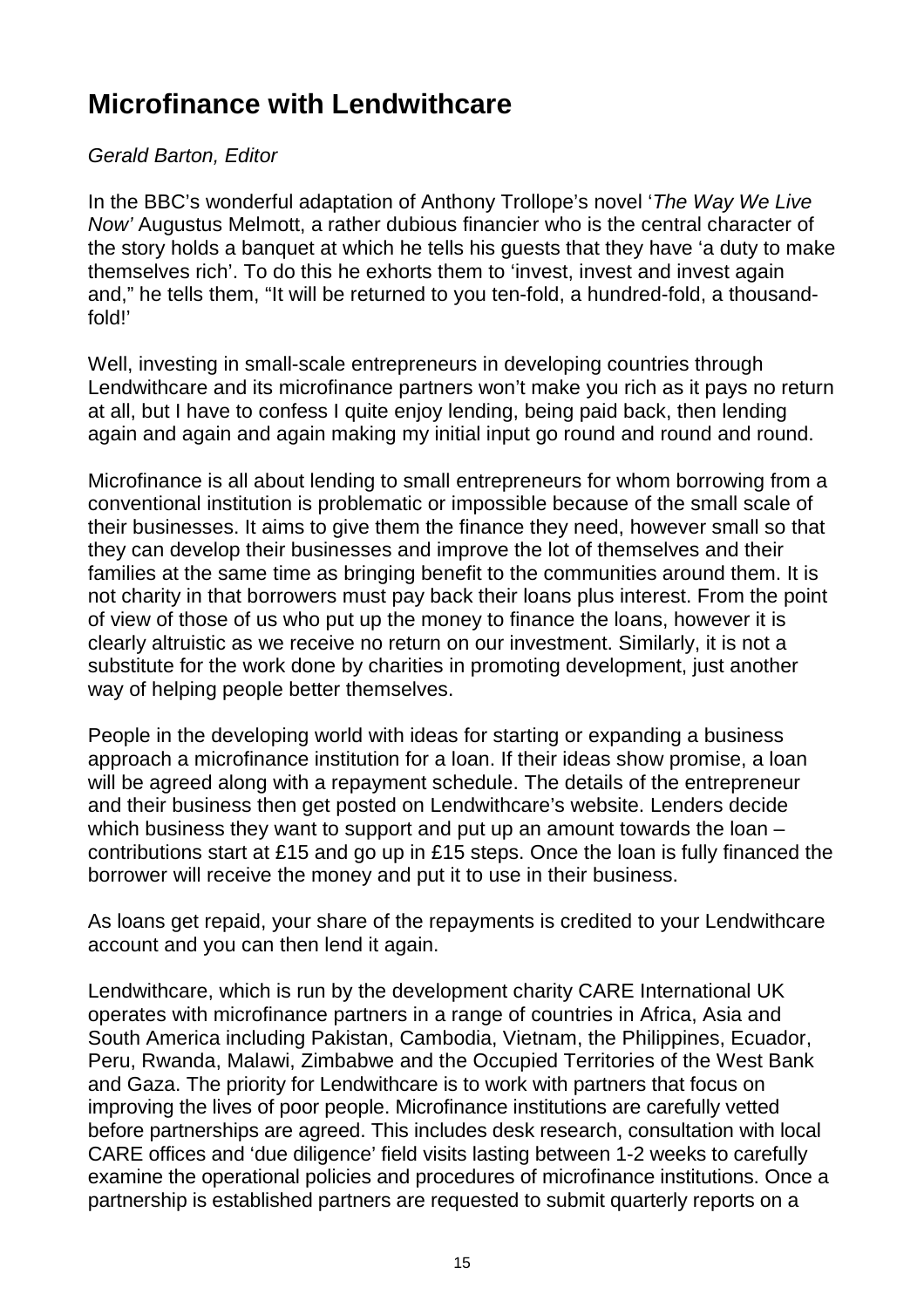# Microfinance with Lendwithcare

*Gerald Barton, Editor*

In the BBC's wonderful adaptation of Anthony Trollope's novel '*The Way We Live Now'* Augustus Melmott, a rather dubious financier who is the central character of the story holds a banquet at which he tells his guests that they have 'a duty to make themselves rich'. To do this he exhorts them to 'invest, invest and invest again and," he tells them, "It will be returned to you ten-fold, a hundred-fold, a thousand-fold!'

Well, investing in small-scale entrepreneurs in developing countries through Lendwithcare and its microfinance partners won't make you rich as it pays no return at all, but I have to confess I quite enjoy lending, being paid back, then lending again and again and again making my initial input go round and round and round.

Microfinance is all about lending to small entrepreneurs for whom borrowing from a conventional institution is problematic or impossible because of the small scale of their businesses. It aims to give them the finance they need, however small so that they can develop their businesses and improve the lot of themselves and their families at the same time as bringing benefit to the communities around them. It is not charity in that borrowers must pay back their loans plus interest. From the point of view of those of us who put up the money to finance the loans, however it is clearly altruistic as we receive no return on our investment. Similarly, it is not a substitute for the work done by charities in promoting development, just another way of helping people better themselves.

People in the developing world with ideas for starting or expanding a business approach a microfinance institution for a loan. If their ideas show promise, a loan will be agreed along with a repayment schedule. The details of the entrepreneur and their business then get posted on Lendwithcare's website. Lenders decide which business they want to support and put up an amount towards the loan – contributions start at £15 and go up in £15 steps. Once the loan is fully financed the borrower will receive the money and put it to use in their business.

As loans get repaid, your share of the repayments is credited to your Lendwithcare account and you can then lend it again.

Lendwithcare, which is run by the development charity CARE International UK operates with microfinance partners in a range of countries in Africa, Asia and South America including Pakistan, Cambodia, Vietnam, the Philippines, Ecuador, Peru, Rwanda, Malawi, Zimbabwe and the Occupied Territories of the West Bank and Gaza. The priority for Lendwithcare is to work with partners that focus on improving the lives of poor people. Microfinance institutions are carefully vetted before partnerships are agreed. This includes desk research, consultation with local CARE offices and 'due diligence' field visits lasting between 1-2 weeks to carefully examine the operational policies and procedures of microfinance institutions. Once a partnership is established partners are requested to submit quarterly reports on a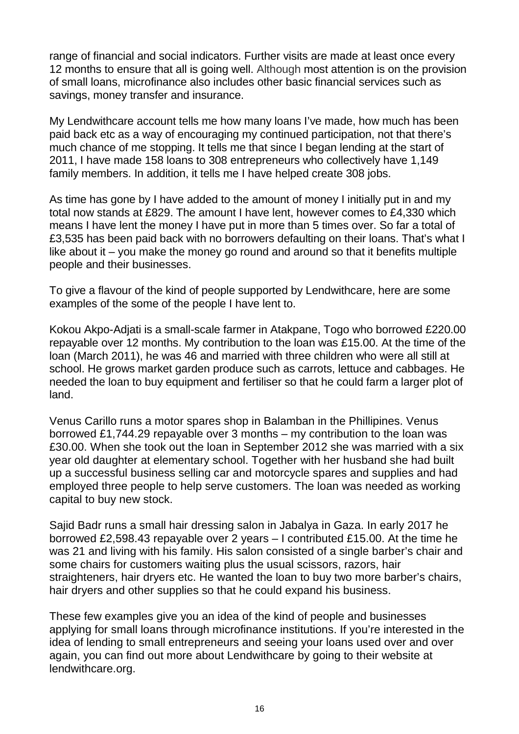range of financial and social indicators. Further visits are made at least once every 12 months to ensure that all is going well. Although most attention is on the provision of small loans, microfinance also includes other basic financial services such as savings, money transfer and insurance.

My Lendwithcare account tells me how many loans I've made, how much has been paid back etc as a way of encouraging my continued participation, not that there's much chance of me stopping. It tells me that since I began lending at the start of 2011, I have made 158 loans to 308 entrepreneurs who collectively have 1,149 family members. In addition, it tells me I have helped create 308 jobs.

As time has gone by I have added to the amount of money I initially put in and my total now stands at £829. The amount I have lent, however comes to £4,330 which means I have lent the money I have put in more than 5 times over. So far a total of £3,535 has been paid back with no borrowers defaulting on their loans. That's what I like about it – you make the money go round and around so that it benefits multiple people and their businesses.

To give a flavour of the kind of people supported by Lendwithcare, here are some examples of the some of the people I have lent to.

Kokou Akpo-Adjati is a small-scale farmer in Atakpane, Togo who borrowed £220.00 repayable over 12 months. My contribution to the loan was £15.00. At the time of the loan (March 2011), he was 46 and married with three children who were all still at school. He grows market garden produce such as carrots, lettuce and cabbages. He needed the loan to buy equipment and fertiliser so that he could farm a larger plot of land.

Venus Carillo runs a motor spares shop in Balamban in the Phillipines. Venus borrowed £1,744.29 repayable over 3 months – my contribution to the loan was £30.00. When she took out the loan in September 2012 she was married with a six year old daughter at elementary school. Together with her husband she had built up a successful business selling car and motorcycle spares and supplies and had employed three people to help serve customers. The loan was needed as working capital to buy new stock.

Sajid Badr runs a small hair dressing salon in Jabalya in Gaza. In early 2017 he borrowed £2,598.43 repayable over 2 years – I contributed £15.00. At the time he was 21 and living with his family. His salon consisted of a single barber's chair and some chairs for customers waiting plus the usual scissors, razors, hair straighteners, hair dryers etc. He wanted the loan to buy two more barber's chairs, hair dryers and other supplies so that he could expand his business.

These few examples give you an idea of the kind of people and businesses applying for small loans through microfinance institutions. If you're interested in the idea of lending to small entrepreneurs and seeing your loans used over and over again, you can find out more about Lendwithcare by going to their website at lendwithcare.org.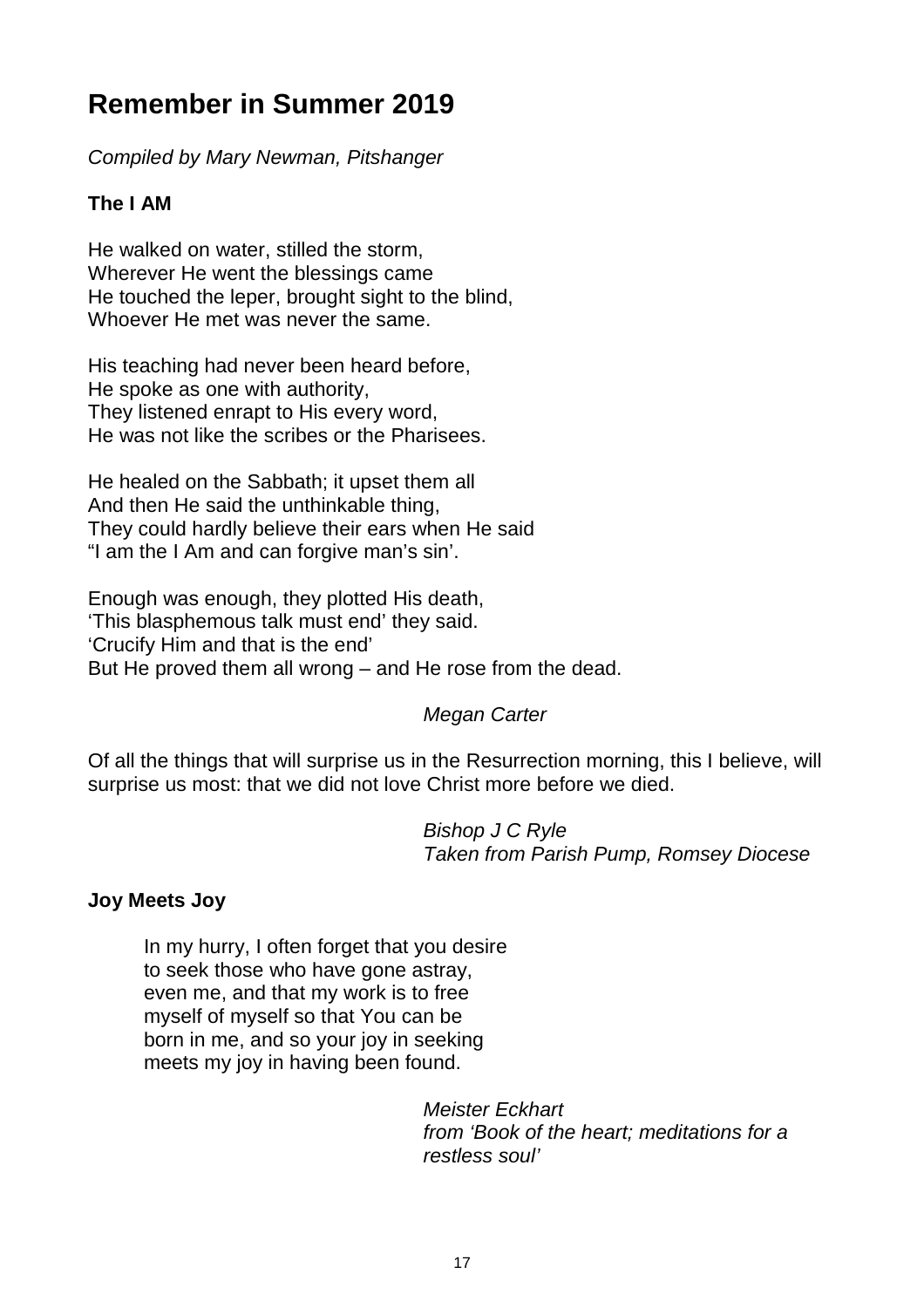# Remember in Summer 2019

*Compiled by Mary Newman, Pitshanger*

**The I AM**

He walked on water, stilled the storm,
Wherever He went the blessings came
He touched the leper, brought sight to the blind,
Whoever He met was never the same.

His teaching had never been heard before,
He spoke as one with authority,
They listened enrapt to His every word,
He was not like the scribes or the Pharisees.

He healed on the Sabbath; it upset them all
And then He said the unthinkable thing,
They could hardly believe their ears when He said
"I am the I Am and can forgive man's sin'.

Enough was enough, they plotted His death,
'This blasphemous talk must end' they said.
'Crucify Him and that is the end'
But He proved them all wrong – and He rose from the dead.

*Megan Carter*

Of all the things that will surprise us in the Resurrection morning, this I believe, will surprise us most: that we did not love Christ more before we died.

*Bishop J C Ryle*
*Taken from Parish Pump, Romsey Diocese*

**Joy Meets Joy**

In my hurry, I often forget that you desire
to seek those who have gone astray,
even me, and that my work is to free
myself of myself so that You can be
born in me, and so your joy in seeking
meets my joy in having been found.

*Meister Eckhart*
*from 'Book of the heart; meditations for a restless soul'*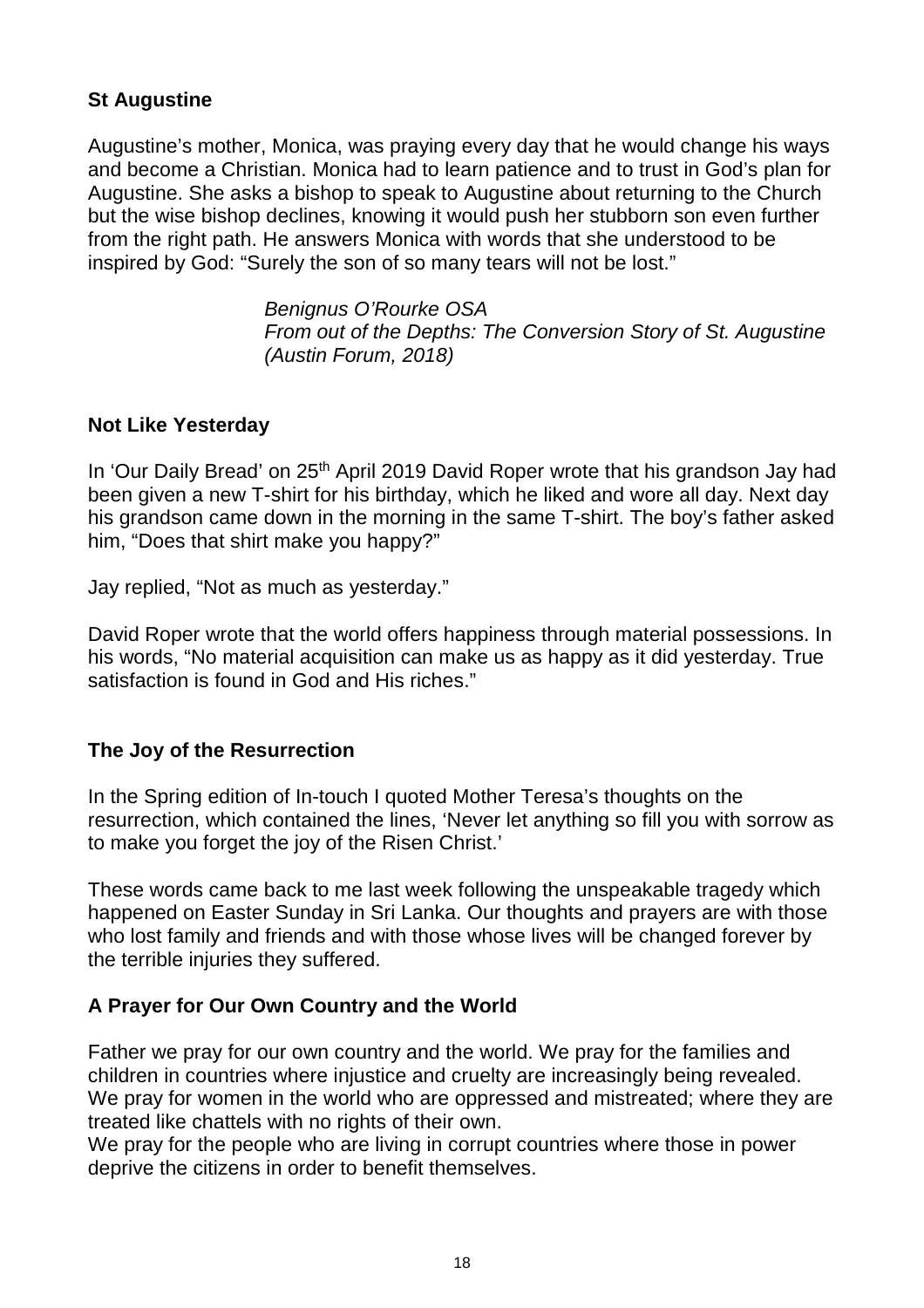## St Augustine

Augustine's mother, Monica, was praying every day that he would change his ways and become a Christian. Monica had to learn patience and to trust in God's plan for Augustine. She asks a bishop to speak to Augustine about returning to the Church but the wise bishop declines, knowing it would push her stubborn son even further from the right path. He answers Monica with words that she understood to be inspired by God: "Surely the son of so many tears will not be lost."

> *Benignus O'Rourke OSA*
> *From out of the Depths: The Conversion Story of St. Augustine (Austin Forum, 2018)*

## Not Like Yesterday

In 'Our Daily Bread' on 25th April 2019 David Roper wrote that his grandson Jay had been given a new T-shirt for his birthday, which he liked and wore all day. Next day his grandson came down in the morning in the same T-shirt. The boy's father asked him, "Does that shirt make you happy?"

Jay replied, "Not as much as yesterday."

David Roper wrote that the world offers happiness through material possessions. In his words, "No material acquisition can make us as happy as it did yesterday. True satisfaction is found in God and His riches."

## The Joy of the Resurrection

In the Spring edition of In-touch I quoted Mother Teresa's thoughts on the resurrection, which contained the lines, 'Never let anything so fill you with sorrow as to make you forget the joy of the Risen Christ.'

These words came back to me last week following the unspeakable tragedy which happened on Easter Sunday in Sri Lanka. Our thoughts and prayers are with those who lost family and friends and with those whose lives will be changed forever by the terrible injuries they suffered.

## A Prayer for Our Own Country and the World

Father we pray for our own country and the world. We pray for the families and children in countries where injustice and cruelty are increasingly being revealed. We pray for women in the world who are oppressed and mistreated; where they are treated like chattels with no rights of their own.
We pray for the people who are living in corrupt countries where those in power deprive the citizens in order to benefit themselves.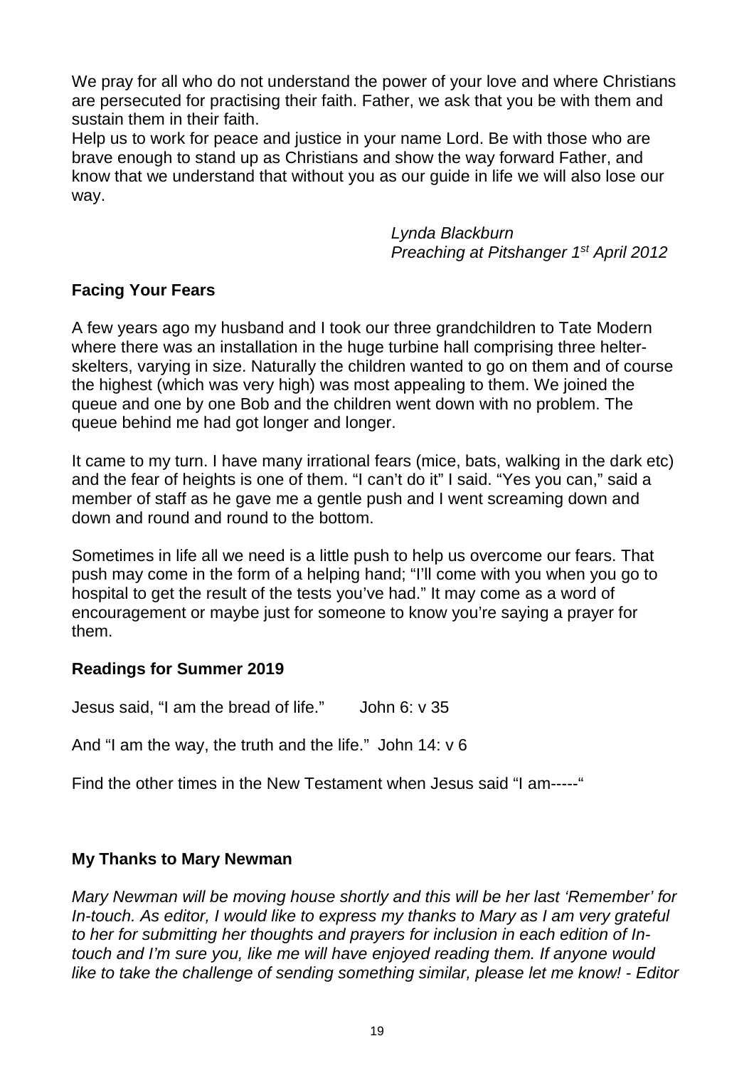We pray for all who do not understand the power of your love and where Christians are persecuted for practising their faith. Father, we ask that you be with them and sustain them in their faith.
Help us to work for peace and justice in your name Lord. Be with those who are brave enough to stand up as Christians and show the way forward Father, and know that we understand that without you as our guide in life we will also lose our way.

*Lynda Blackburn*
*Preaching at Pitshanger 1st April 2012*

**Facing Your Fears**

A few years ago my husband and I took our three grandchildren to Tate Modern where there was an installation in the huge turbine hall comprising three helter-skelters, varying in size. Naturally the children wanted to go on them and of course the highest (which was very high) was most appealing to them. We joined the queue and one by one Bob and the children went down with no problem. The queue behind me had got longer and longer.

It came to my turn. I have many irrational fears (mice, bats, walking in the dark etc) and the fear of heights is one of them. "I can't do it" I said. "Yes you can," said a member of staff as he gave me a gentle push and I went screaming down and down and round and round to the bottom.

Sometimes in life all we need is a little push to help us overcome our fears. That push may come in the form of a helping hand; "I'll come with you when you go to hospital to get the result of the tests you've had." It may come as a word of encouragement or maybe just for someone to know you're saying a prayer for them.

**Readings for Summer 2019**

Jesus said, "I am the bread of life." John 6: v 35

And "I am the way, the truth and the life." John 14: v 6

Find the other times in the New Testament when Jesus said "I am-----"

**My Thanks to Mary Newman**

*Mary Newman will be moving house shortly and this will be her last 'Remember' for In-touch. As editor, I would like to express my thanks to Mary as I am very grateful to her for submitting her thoughts and prayers for inclusion in each edition of In-touch and I'm sure you, like me will have enjoyed reading them. If anyone would like to take the challenge of sending something similar, please let me know! - Editor*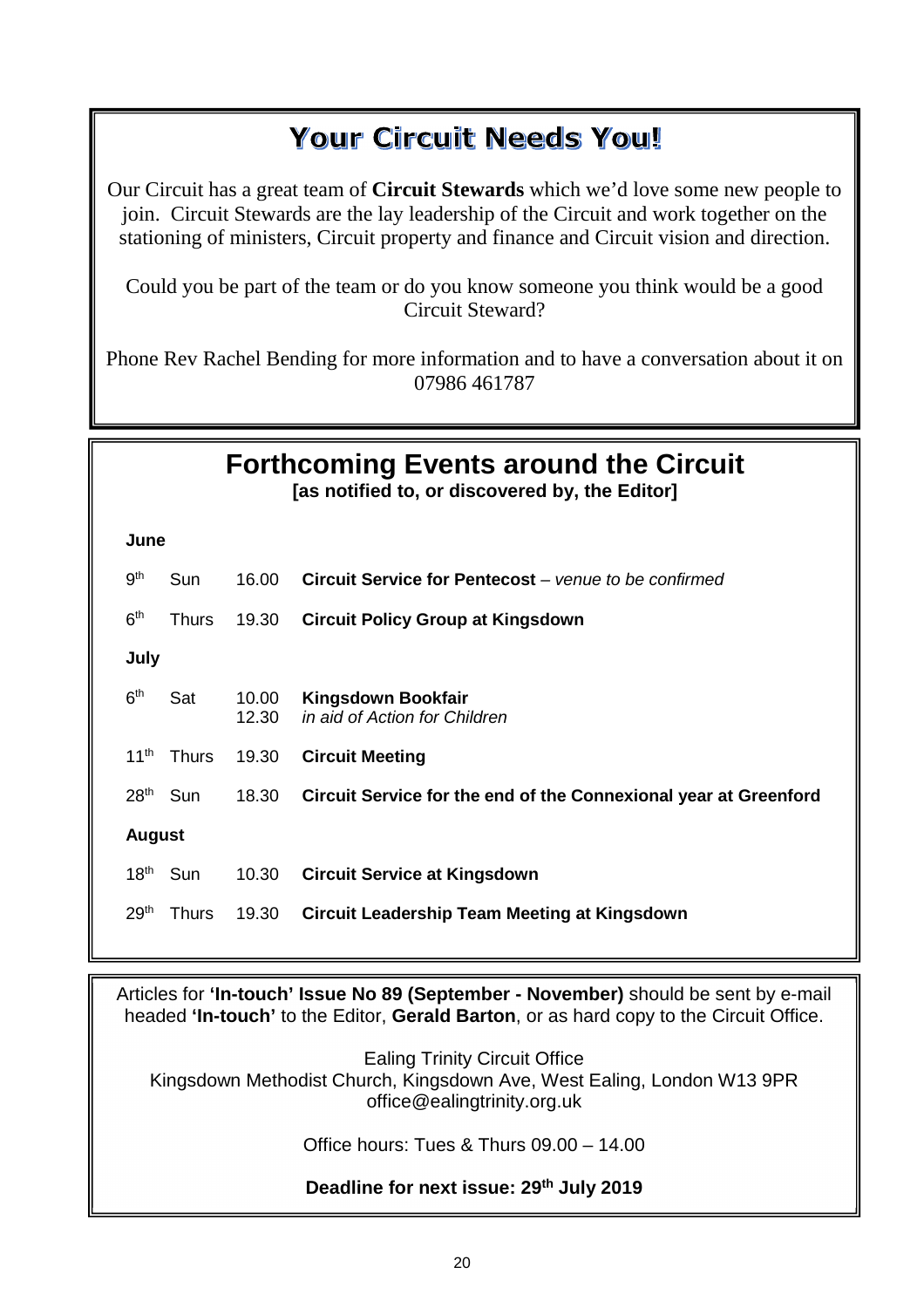# Your Circuit Needs You!

Our Circuit has a great team of **Circuit Stewards** which we'd love some new people to join. Circuit Stewards are the lay leadership of the Circuit and work together on the stationing of ministers, Circuit property and finance and Circuit vision and direction.

Could you be part of the team or do you know someone you think would be a good Circuit Steward?

Phone Rev Rachel Bending for more information and to have a conversation about it on 07986 461787

# Forthcoming Events around the Circuit

**[as notified to, or discovered by, the Editor]**

| | | | |
|---|---|---|---|
| **June** | | | |
| 9th | Sun | 16.00 | **Circuit Service for Pentecost** – *venue to be confirmed* |
| 6th | Thurs | 19.30 | **Circuit Policy Group at Kingsdown** |
| **July** | | | |
| 6th | Sat | 10.00 12.30 | **Kingsdown Bookfair** *in aid of Action for Children* |
| 11th | Thurs | 19.30 | **Circuit Meeting** |
| 28th | Sun | 18.30 | **Circuit Service for the end of the Connexional year at Greenford** |
| **August** | | | |
| 18th | Sun | 10.30 | **Circuit Service at Kingsdown** |
| 29th | Thurs | 19.30 | **Circuit Leadership Team Meeting at Kingsdown** |

Articles for **'In-touch' Issue No 89 (September - November)** should be sent by e-mail headed **'In-touch'** to the Editor, **Gerald Barton**, or as hard copy to the Circuit Office.

Ealing Trinity Circuit Office
Kingsdown Methodist Church, Kingsdown Ave, West Ealing, London W13 9PR
office@ealingtrinity.org.uk

Office hours: Tues & Thurs 09.00 – 14.00

**Deadline for next issue: 29th July 2019**